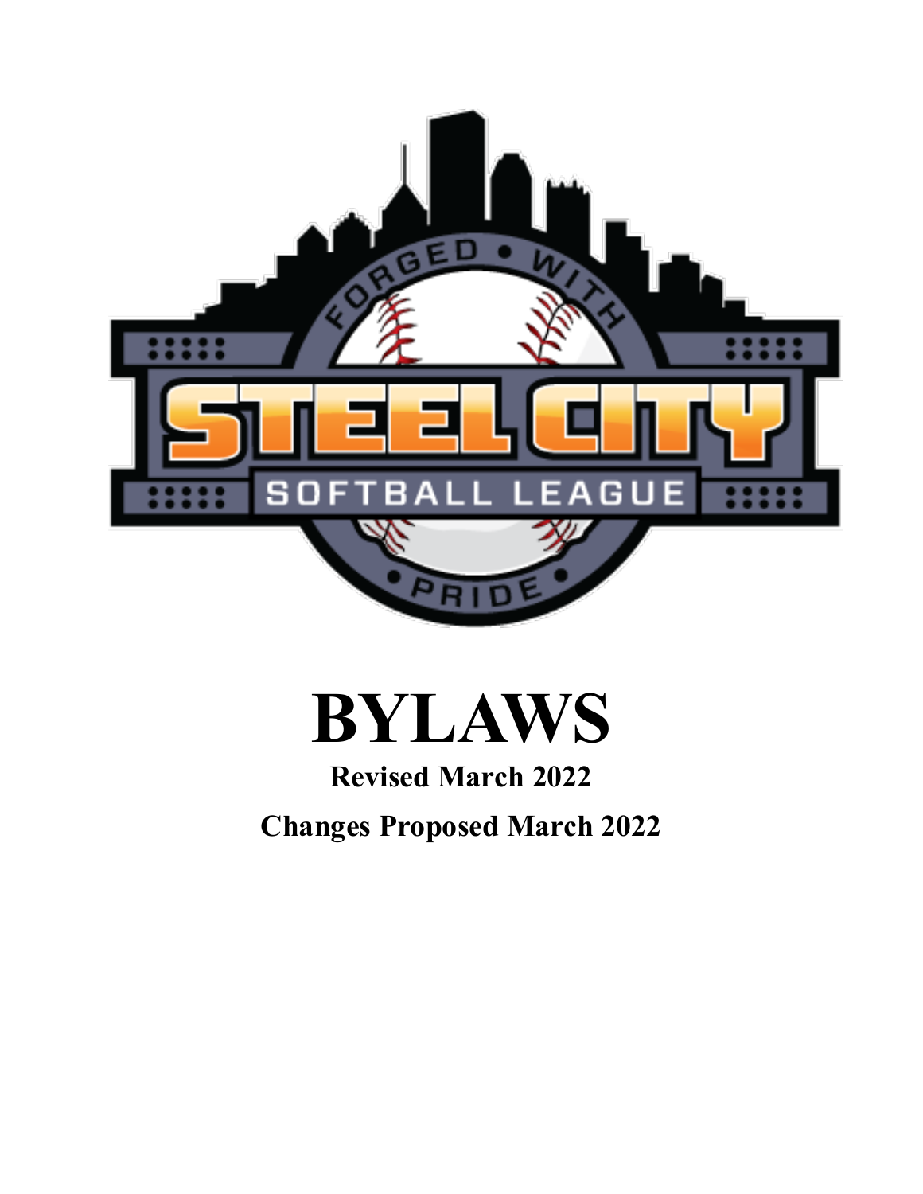# BYLAWS

**Revised March 2022**

**Changes Proposed March 2022**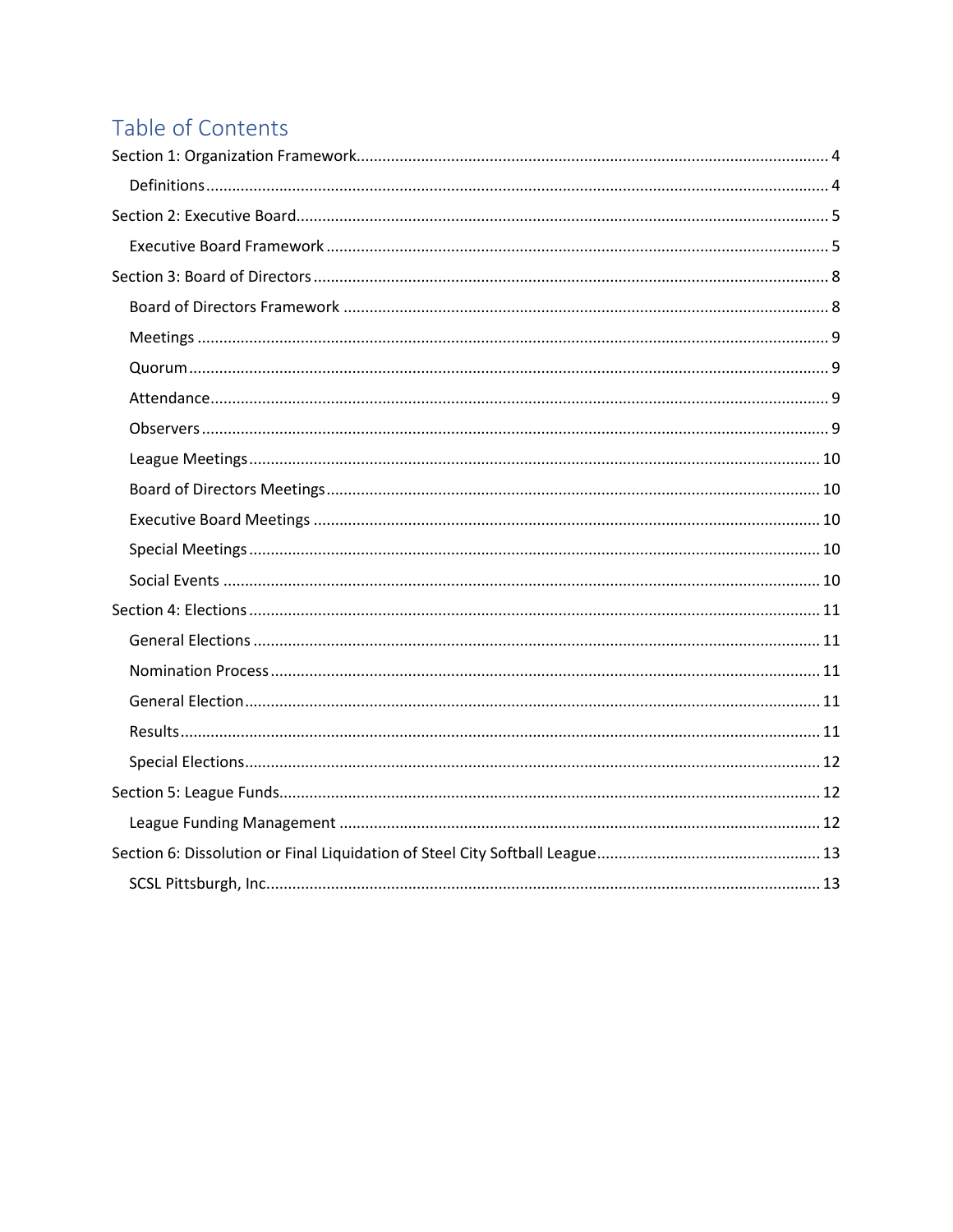# Table of Contents

- Section 1: Organization Framework ... 4
  - Definitions ... 4
- Section 2: Executive Board ... 5
  - Executive Board Framework ... 5
- Section 3: Board of Directors ... 8
  - Board of Directors Framework ... 8
  - Meetings ... 9
  - Quorum ... 9
  - Attendance ... 9
  - Observers ... 9
  - League Meetings ... 10
  - Board of Directors Meetings ... 10
  - Executive Board Meetings ... 10
  - Special Meetings ... 10
  - Social Events ... 10
- Section 4: Elections ... 11
  - General Elections ... 11
  - Nomination Process ... 11
  - General Election ... 11
  - Results ... 11
  - Special Elections ... 12
- Section 5: League Funds ... 12
  - League Funding Management ... 12
- Section 6: Dissolution or Final Liquidation of Steel City Softball League ... 13
  - SCSL Pittsburgh, Inc. ... 13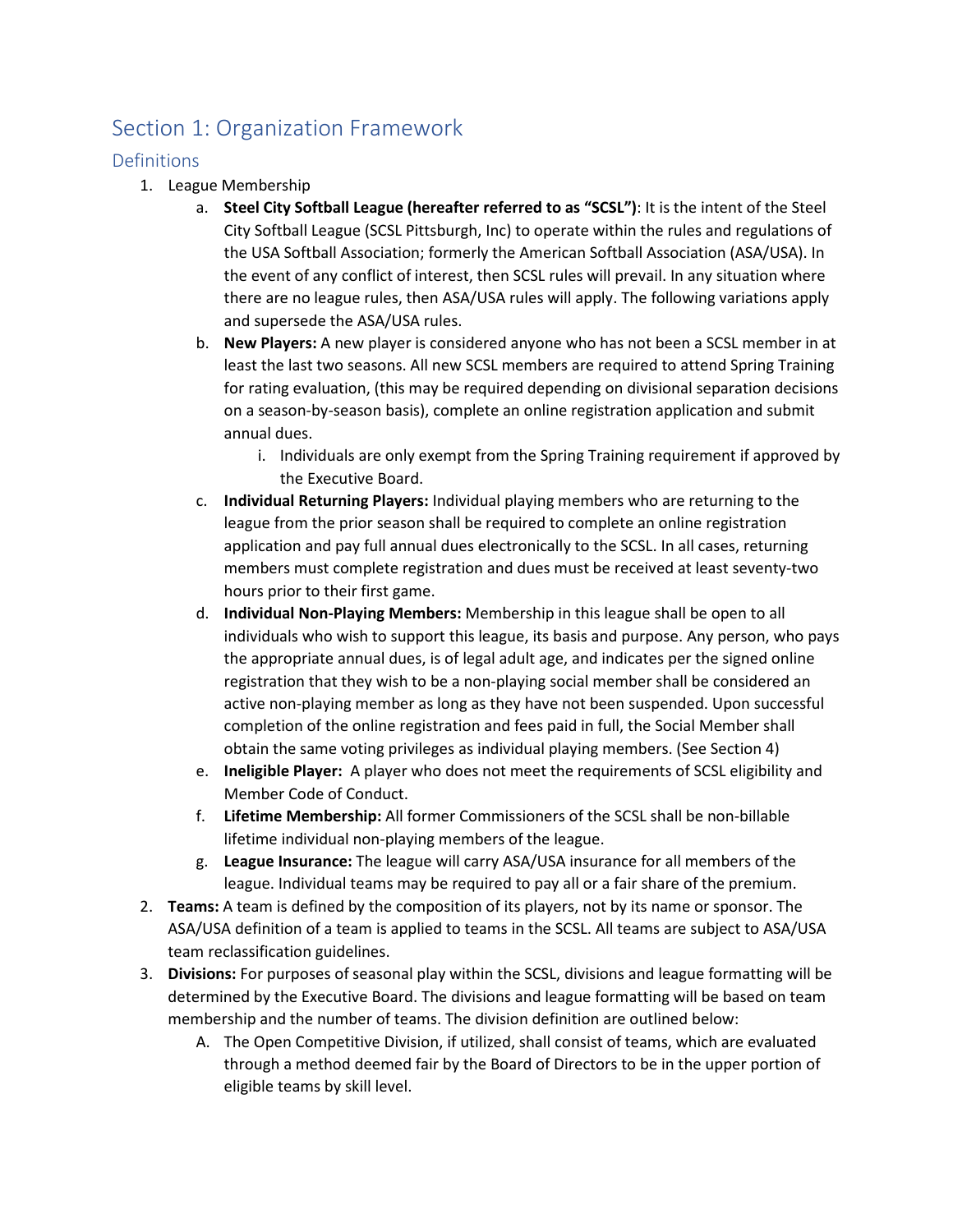# Section 1: Organization Framework

## Definitions

1. League Membership
   a. **Steel City Softball League (hereafter referred to as "SCSL")**: It is the intent of the Steel City Softball League (SCSL Pittsburgh, Inc) to operate within the rules and regulations of the USA Softball Association; formerly the American Softball Association (ASA/USA). In the event of any conflict of interest, then SCSL rules will prevail. In any situation where there are no league rules, then ASA/USA rules will apply. The following variations apply and supersede the ASA/USA rules.
   b. **New Players:** A new player is considered anyone who has not been a SCSL member in at least the last two seasons. All new SCSL members are required to attend Spring Training for rating evaluation, (this may be required depending on divisional separation decisions on a season-by-season basis), complete an online registration application and submit annual dues.
      i. Individuals are only exempt from the Spring Training requirement if approved by the Executive Board.
   c. **Individual Returning Players:** Individual playing members who are returning to the league from the prior season shall be required to complete an online registration application and pay full annual dues electronically to the SCSL. In all cases, returning members must complete registration and dues must be received at least seventy-two hours prior to their first game.
   d. **Individual Non-Playing Members:** Membership in this league shall be open to all individuals who wish to support this league, its basis and purpose. Any person, who pays the appropriate annual dues, is of legal adult age, and indicates per the signed online registration that they wish to be a non-playing social member shall be considered an active non-playing member as long as they have not been suspended. Upon successful completion of the online registration and fees paid in full, the Social Member shall obtain the same voting privileges as individual playing members. (See Section 4)
   e. **Ineligible Player:** A player who does not meet the requirements of SCSL eligibility and Member Code of Conduct.
   f. **Lifetime Membership:** All former Commissioners of the SCSL shall be non-billable lifetime individual non-playing members of the league.
   g. **League Insurance:** The league will carry ASA/USA insurance for all members of the league. Individual teams may be required to pay all or a fair share of the premium.
2. **Teams:** A team is defined by the composition of its players, not by its name or sponsor. The ASA/USA definition of a team is applied to teams in the SCSL. All teams are subject to ASA/USA team reclassification guidelines.
3. **Divisions:** For purposes of seasonal play within the SCSL, divisions and league formatting will be determined by the Executive Board. The divisions and league formatting will be based on team membership and the number of teams. The division definition are outlined below:
   A. The Open Competitive Division, if utilized, shall consist of teams, which are evaluated through a method deemed fair by the Board of Directors to be in the upper portion of eligible teams by skill level.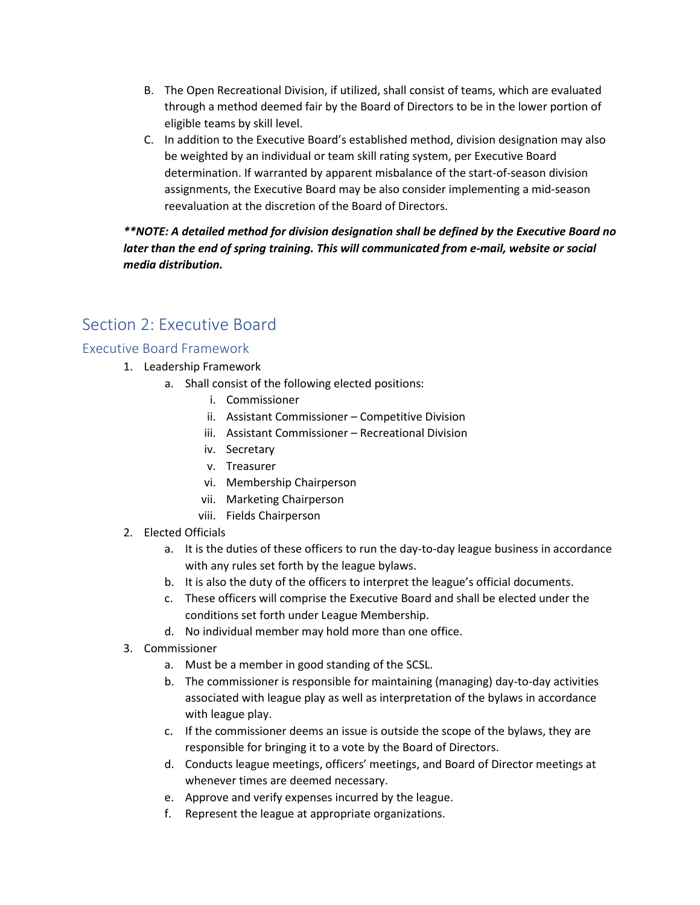B. The Open Recreational Division, if utilized, shall consist of teams, which are evaluated through a method deemed fair by the Board of Directors to be in the lower portion of eligible teams by skill level.

C. In addition to the Executive Board's established method, division designation may also be weighted by an individual or team skill rating system, per Executive Board determination. If warranted by apparent misbalance of the start-of-season division assignments, the Executive Board may be also consider implementing a mid-season reevaluation at the discretion of the Board of Directors.

***\*\*NOTE: A detailed method for division designation shall be defined by the Executive Board no later than the end of spring training. This will communicated from e-mail, website or social media distribution.***

## Section 2: Executive Board

### Executive Board Framework

1. Leadership Framework
   a. Shall consist of the following elected positions:
      i. Commissioner
      ii. Assistant Commissioner – Competitive Division
      iii. Assistant Commissioner – Recreational Division
      iv. Secretary
      v. Treasurer
      vi. Membership Chairperson
      vii. Marketing Chairperson
      viii. Fields Chairperson
2. Elected Officials
   a. It is the duties of these officers to run the day-to-day league business in accordance with any rules set forth by the league bylaws.
   b. It is also the duty of the officers to interpret the league's official documents.
   c. These officers will comprise the Executive Board and shall be elected under the conditions set forth under League Membership.
   d. No individual member may hold more than one office.
3. Commissioner
   a. Must be a member in good standing of the SCSL.
   b. The commissioner is responsible for maintaining (managing) day-to-day activities associated with league play as well as interpretation of the bylaws in accordance with league play.
   c. If the commissioner deems an issue is outside the scope of the bylaws, they are responsible for bringing it to a vote by the Board of Directors.
   d. Conducts league meetings, officers' meetings, and Board of Director meetings at whenever times are deemed necessary.
   e. Approve and verify expenses incurred by the league.
   f. Represent the league at appropriate organizations.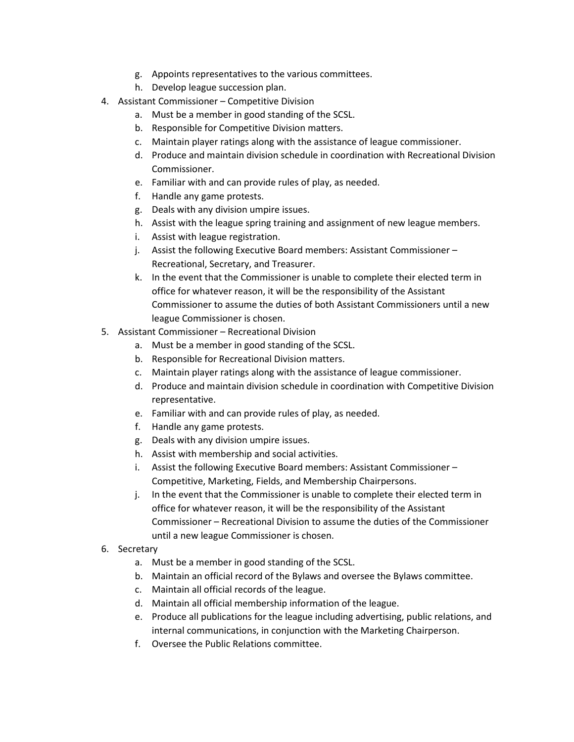g. Appoints representatives to the various committees.
   h. Develop league succession plan.
4. Assistant Commissioner – Competitive Division
   a. Must be a member in good standing of the SCSL.
   b. Responsible for Competitive Division matters.
   c. Maintain player ratings along with the assistance of league commissioner.
   d. Produce and maintain division schedule in coordination with Recreational Division Commissioner.
   e. Familiar with and can provide rules of play, as needed.
   f. Handle any game protests.
   g. Deals with any division umpire issues.
   h. Assist with the league spring training and assignment of new league members.
   i. Assist with league registration.
   j. Assist the following Executive Board members: Assistant Commissioner – Recreational, Secretary, and Treasurer.
   k. In the event that the Commissioner is unable to complete their elected term in office for whatever reason, it will be the responsibility of the Assistant Commissioner to assume the duties of both Assistant Commissioners until a new league Commissioner is chosen.
5. Assistant Commissioner – Recreational Division
   a. Must be a member in good standing of the SCSL.
   b. Responsible for Recreational Division matters.
   c. Maintain player ratings along with the assistance of league commissioner.
   d. Produce and maintain division schedule in coordination with Competitive Division representative.
   e. Familiar with and can provide rules of play, as needed.
   f. Handle any game protests.
   g. Deals with any division umpire issues.
   h. Assist with membership and social activities.
   i. Assist the following Executive Board members: Assistant Commissioner – Competitive, Marketing, Fields, and Membership Chairpersons.
   j. In the event that the Commissioner is unable to complete their elected term in office for whatever reason, it will be the responsibility of the Assistant Commissioner – Recreational Division to assume the duties of the Commissioner until a new league Commissioner is chosen.
6. Secretary
   a. Must be a member in good standing of the SCSL.
   b. Maintain an official record of the Bylaws and oversee the Bylaws committee.
   c. Maintain all official records of the league.
   d. Maintain all official membership information of the league.
   e. Produce all publications for the league including advertising, public relations, and internal communications, in conjunction with the Marketing Chairperson.
   f. Oversee the Public Relations committee.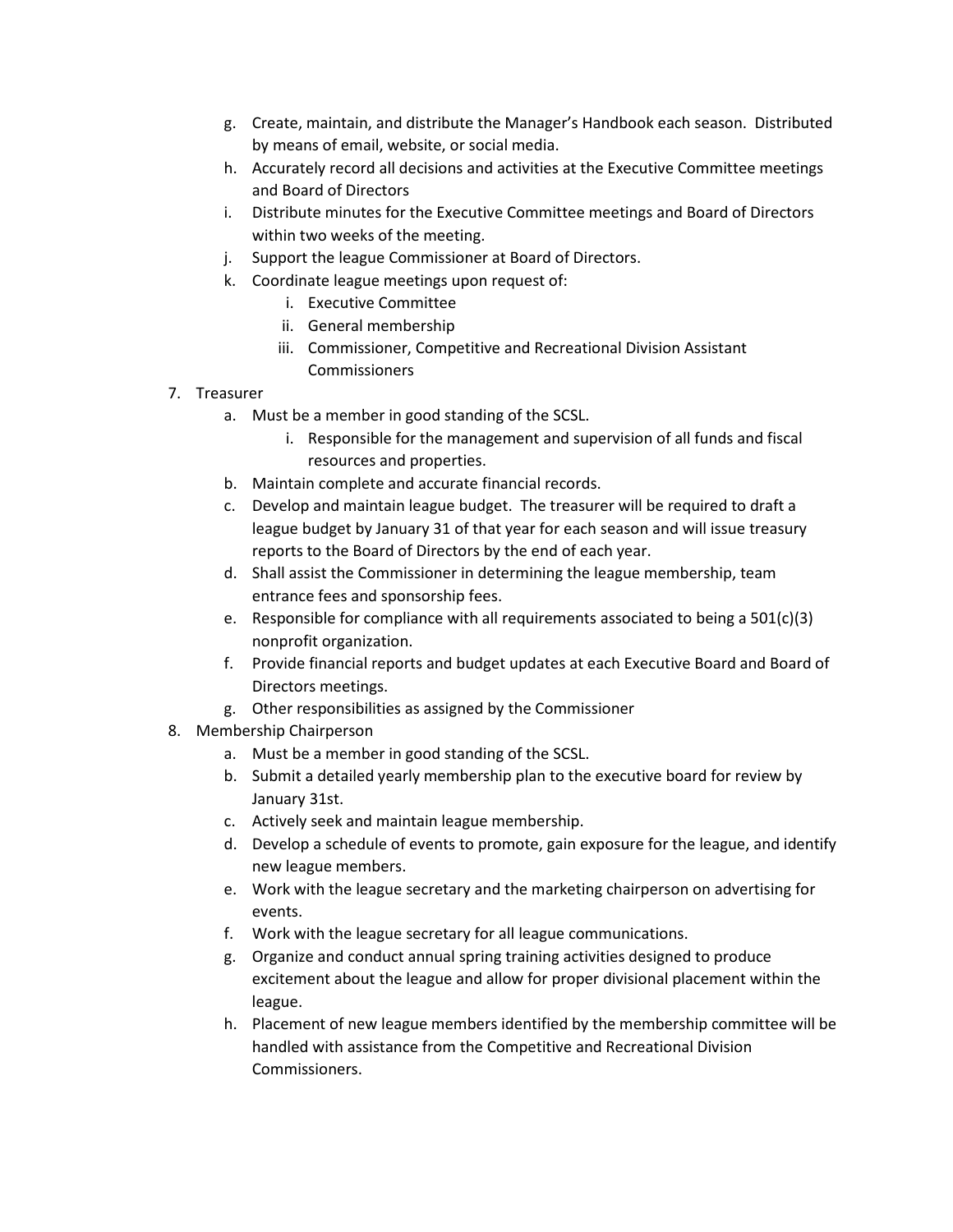g. Create, maintain, and distribute the Manager's Handbook each season. Distributed by means of email, website, or social media.
h. Accurately record all decisions and activities at the Executive Committee meetings and Board of Directors
i. Distribute minutes for the Executive Committee meetings and Board of Directors within two weeks of the meeting.
j. Support the league Commissioner at Board of Directors.
k. Coordinate league meetings upon request of:
    i. Executive Committee
    ii. General membership
    iii. Commissioner, Competitive and Recreational Division Assistant Commissioners

7. Treasurer
    a. Must be a member in good standing of the SCSL.
        i. Responsible for the management and supervision of all funds and fiscal resources and properties.
    b. Maintain complete and accurate financial records.
    c. Develop and maintain league budget. The treasurer will be required to draft a league budget by January 31 of that year for each season and will issue treasury reports to the Board of Directors by the end of each year.
    d. Shall assist the Commissioner in determining the league membership, team entrance fees and sponsorship fees.
    e. Responsible for compliance with all requirements associated to being a 501(c)(3) nonprofit organization.
    f. Provide financial reports and budget updates at each Executive Board and Board of Directors meetings.
    g. Other responsibilities as assigned by the Commissioner

8. Membership Chairperson
    a. Must be a member in good standing of the SCSL.
    b. Submit a detailed yearly membership plan to the executive board for review by January 31st.
    c. Actively seek and maintain league membership.
    d. Develop a schedule of events to promote, gain exposure for the league, and identify new league members.
    e. Work with the league secretary and the marketing chairperson on advertising for events.
    f. Work with the league secretary for all league communications.
    g. Organize and conduct annual spring training activities designed to produce excitement about the league and allow for proper divisional placement within the league.
    h. Placement of new league members identified by the membership committee will be handled with assistance from the Competitive and Recreational Division Commissioners.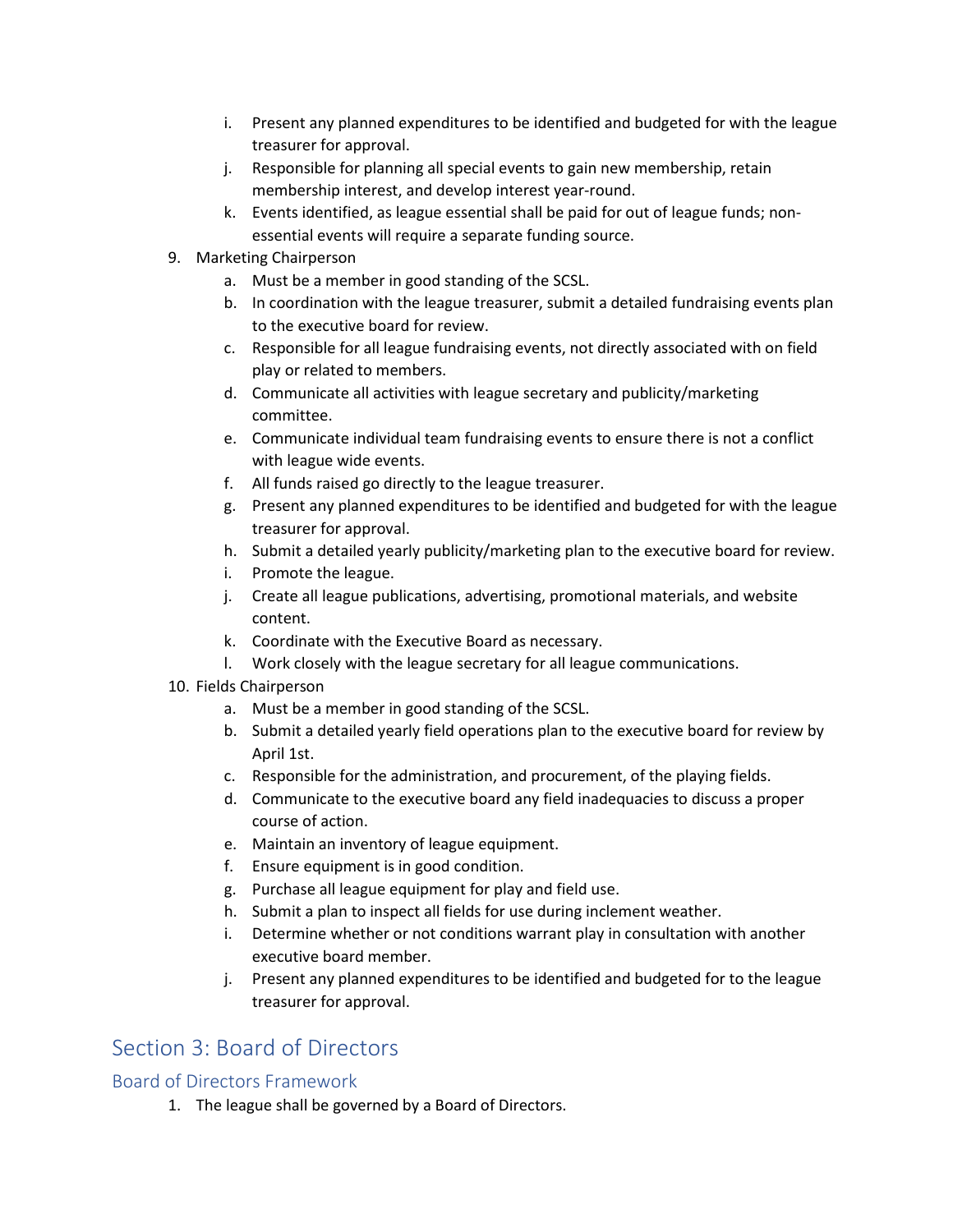i. Present any planned expenditures to be identified and budgeted for with the league treasurer for approval.
   j. Responsible for planning all special events to gain new membership, retain membership interest, and develop interest year-round.
   k. Events identified, as league essential shall be paid for out of league funds; non-essential events will require a separate funding source.

9. Marketing Chairperson
   a. Must be a member in good standing of the SCSL.
   b. In coordination with the league treasurer, submit a detailed fundraising events plan to the executive board for review.
   c. Responsible for all league fundraising events, not directly associated with on field play or related to members.
   d. Communicate all activities with league secretary and publicity/marketing committee.
   e. Communicate individual team fundraising events to ensure there is not a conflict with league wide events.
   f. All funds raised go directly to the league treasurer.
   g. Present any planned expenditures to be identified and budgeted for with the league treasurer for approval.
   h. Submit a detailed yearly publicity/marketing plan to the executive board for review.
   i. Promote the league.
   j. Create all league publications, advertising, promotional materials, and website content.
   k. Coordinate with the Executive Board as necessary.
   l. Work closely with the league secretary for all league communications.

10. Fields Chairperson
    a. Must be a member in good standing of the SCSL.
    b. Submit a detailed yearly field operations plan to the executive board for review by April 1st.
    c. Responsible for the administration, and procurement, of the playing fields.
    d. Communicate to the executive board any field inadequacies to discuss a proper course of action.
    e. Maintain an inventory of league equipment.
    f. Ensure equipment is in good condition.
    g. Purchase all league equipment for play and field use.
    h. Submit a plan to inspect all fields for use during inclement weather.
    i. Determine whether or not conditions warrant play in consultation with another executive board member.
    j. Present any planned expenditures to be identified and budgeted for to the league treasurer for approval.

## Section 3: Board of Directors

### Board of Directors Framework

1. The league shall be governed by a Board of Directors.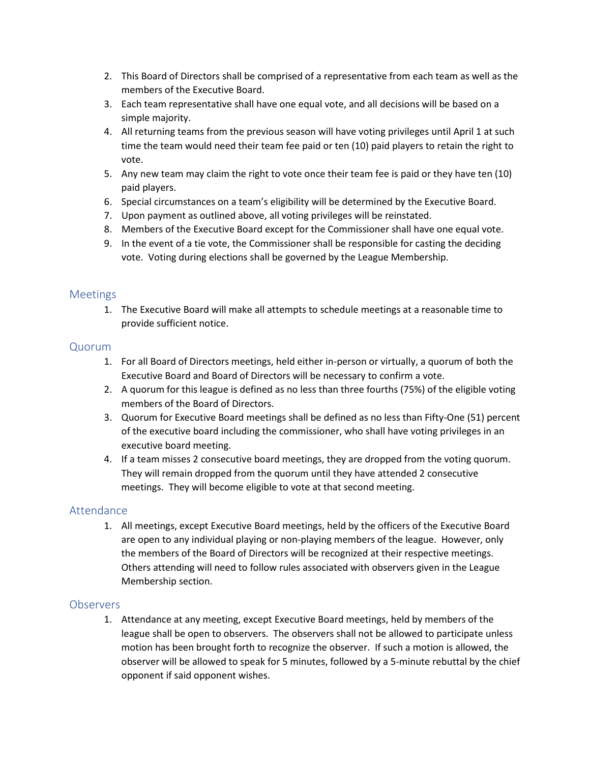2. This Board of Directors shall be comprised of a representative from each team as well as the members of the Executive Board.
3. Each team representative shall have one equal vote, and all decisions will be based on a simple majority.
4. All returning teams from the previous season will have voting privileges until April 1 at such time the team would need their team fee paid or ten (10) paid players to retain the right to vote.
5. Any new team may claim the right to vote once their team fee is paid or they have ten (10) paid players.
6. Special circumstances on a team's eligibility will be determined by the Executive Board.
7. Upon payment as outlined above, all voting privileges will be reinstated.
8. Members of the Executive Board except for the Commissioner shall have one equal vote.
9. In the event of a tie vote, the Commissioner shall be responsible for casting the deciding vote. Voting during elections shall be governed by the League Membership.

## Meetings

1. The Executive Board will make all attempts to schedule meetings at a reasonable time to provide sufficient notice.

## Quorum

1. For all Board of Directors meetings, held either in-person or virtually, a quorum of both the Executive Board and Board of Directors will be necessary to confirm a vote.
2. A quorum for this league is defined as no less than three fourths (75%) of the eligible voting members of the Board of Directors.
3. Quorum for Executive Board meetings shall be defined as no less than Fifty-One (51) percent of the executive board including the commissioner, who shall have voting privileges in an executive board meeting.
4. If a team misses 2 consecutive board meetings, they are dropped from the voting quorum. They will remain dropped from the quorum until they have attended 2 consecutive meetings. They will become eligible to vote at that second meeting.

## Attendance

1. All meetings, except Executive Board meetings, held by the officers of the Executive Board are open to any individual playing or non-playing members of the league. However, only the members of the Board of Directors will be recognized at their respective meetings. Others attending will need to follow rules associated with observers given in the League Membership section.

## Observers

1. Attendance at any meeting, except Executive Board meetings, held by members of the league shall be open to observers. The observers shall not be allowed to participate unless motion has been brought forth to recognize the observer. If such a motion is allowed, the observer will be allowed to speak for 5 minutes, followed by a 5-minute rebuttal by the chief opponent if said opponent wishes.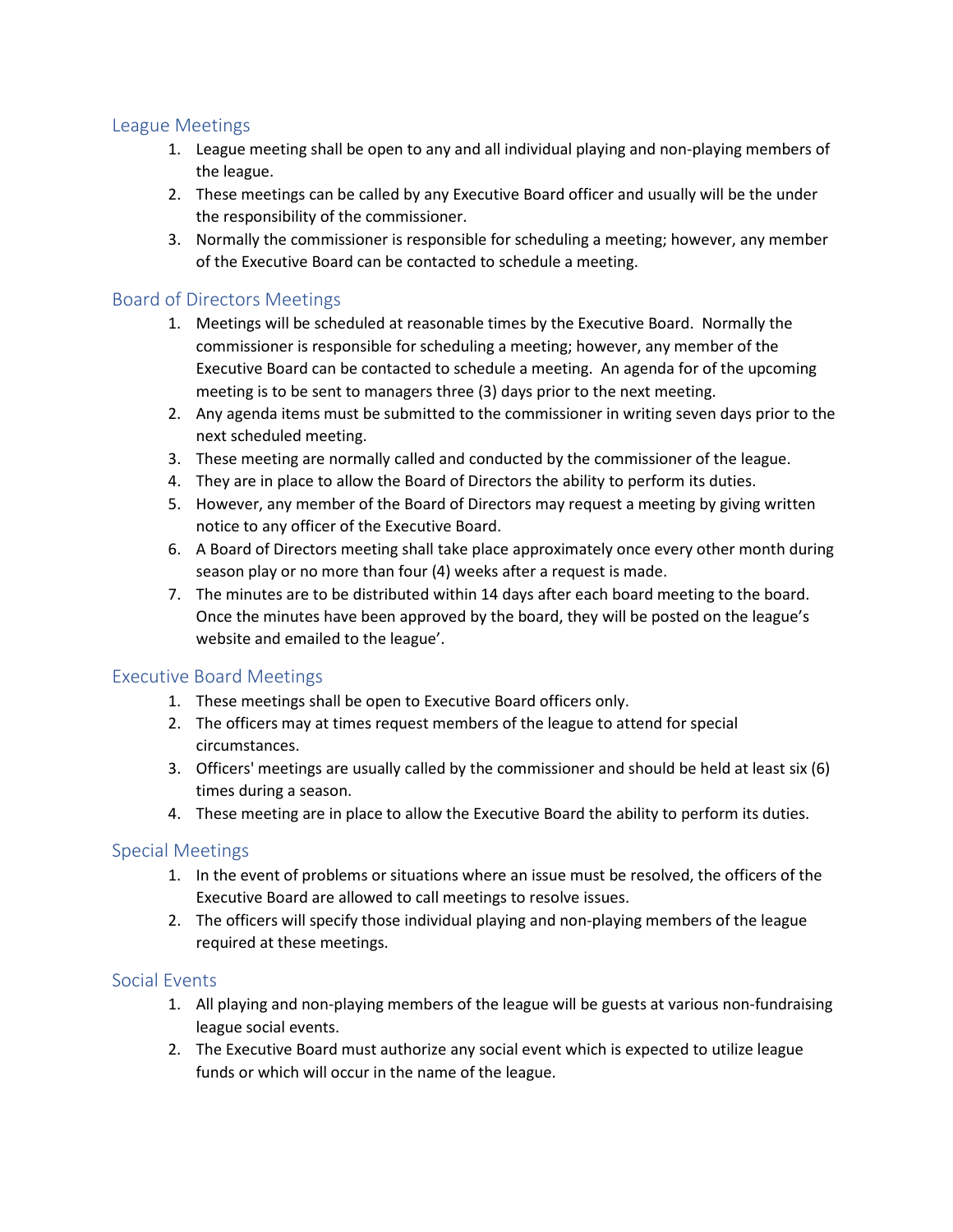## League Meetings

1. League meeting shall be open to any and all individual playing and non-playing members of the league.
2. These meetings can be called by any Executive Board officer and usually will be the under the responsibility of the commissioner.
3. Normally the commissioner is responsible for scheduling a meeting; however, any member of the Executive Board can be contacted to schedule a meeting.

## Board of Directors Meetings

1. Meetings will be scheduled at reasonable times by the Executive Board. Normally the commissioner is responsible for scheduling a meeting; however, any member of the Executive Board can be contacted to schedule a meeting. An agenda for of the upcoming meeting is to be sent to managers three (3) days prior to the next meeting.
2. Any agenda items must be submitted to the commissioner in writing seven days prior to the next scheduled meeting.
3. These meeting are normally called and conducted by the commissioner of the league.
4. They are in place to allow the Board of Directors the ability to perform its duties.
5. However, any member of the Board of Directors may request a meeting by giving written notice to any officer of the Executive Board.
6. A Board of Directors meeting shall take place approximately once every other month during season play or no more than four (4) weeks after a request is made.
7. The minutes are to be distributed within 14 days after each board meeting to the board. Once the minutes have been approved by the board, they will be posted on the league's website and emailed to the league'.

## Executive Board Meetings

1. These meetings shall be open to Executive Board officers only.
2. The officers may at times request members of the league to attend for special circumstances.
3. Officers' meetings are usually called by the commissioner and should be held at least six (6) times during a season.
4. These meeting are in place to allow the Executive Board the ability to perform its duties.

## Special Meetings

1. In the event of problems or situations where an issue must be resolved, the officers of the Executive Board are allowed to call meetings to resolve issues.
2. The officers will specify those individual playing and non-playing members of the league required at these meetings.

## Social Events

1. All playing and non-playing members of the league will be guests at various non-fundraising league social events.
2. The Executive Board must authorize any social event which is expected to utilize league funds or which will occur in the name of the league.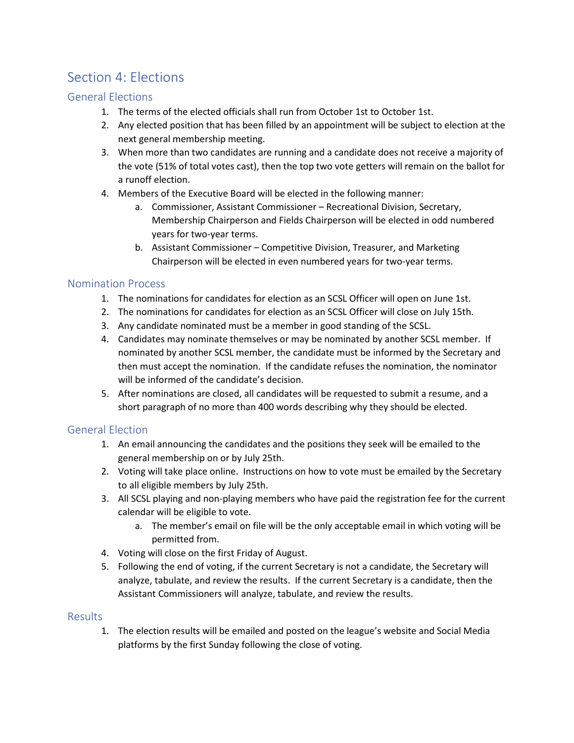# Section 4: Elections

## General Elections

1. The terms of the elected officials shall run from October 1st to October 1st.
2. Any elected position that has been filled by an appointment will be subject to election at the next general membership meeting.
3. When more than two candidates are running and a candidate does not receive a majority of the vote (51% of total votes cast), then the top two vote getters will remain on the ballot for a runoff election.
4. Members of the Executive Board will be elected in the following manner:
   a. Commissioner, Assistant Commissioner – Recreational Division, Secretary, Membership Chairperson and Fields Chairperson will be elected in odd numbered years for two-year terms.
   b. Assistant Commissioner – Competitive Division, Treasurer, and Marketing Chairperson will be elected in even numbered years for two-year terms.

## Nomination Process

1. The nominations for candidates for election as an SCSL Officer will open on June 1st.
2. The nominations for candidates for election as an SCSL Officer will close on July 15th.
3. Any candidate nominated must be a member in good standing of the SCSL.
4. Candidates may nominate themselves or may be nominated by another SCSL member. If nominated by another SCSL member, the candidate must be informed by the Secretary and then must accept the nomination. If the candidate refuses the nomination, the nominator will be informed of the candidate's decision.
5. After nominations are closed, all candidates will be requested to submit a resume, and a short paragraph of no more than 400 words describing why they should be elected.

## General Election

1. An email announcing the candidates and the positions they seek will be emailed to the general membership on or by July 25th.
2. Voting will take place online. Instructions on how to vote must be emailed by the Secretary to all eligible members by July 25th.
3. All SCSL playing and non-playing members who have paid the registration fee for the current calendar will be eligible to vote.
   a. The member's email on file will be the only acceptable email in which voting will be permitted from.
4. Voting will close on the first Friday of August.
5. Following the end of voting, if the current Secretary is not a candidate, the Secretary will analyze, tabulate, and review the results. If the current Secretary is a candidate, then the Assistant Commissioners will analyze, tabulate, and review the results.

## Results

1. The election results will be emailed and posted on the league's website and Social Media platforms by the first Sunday following the close of voting.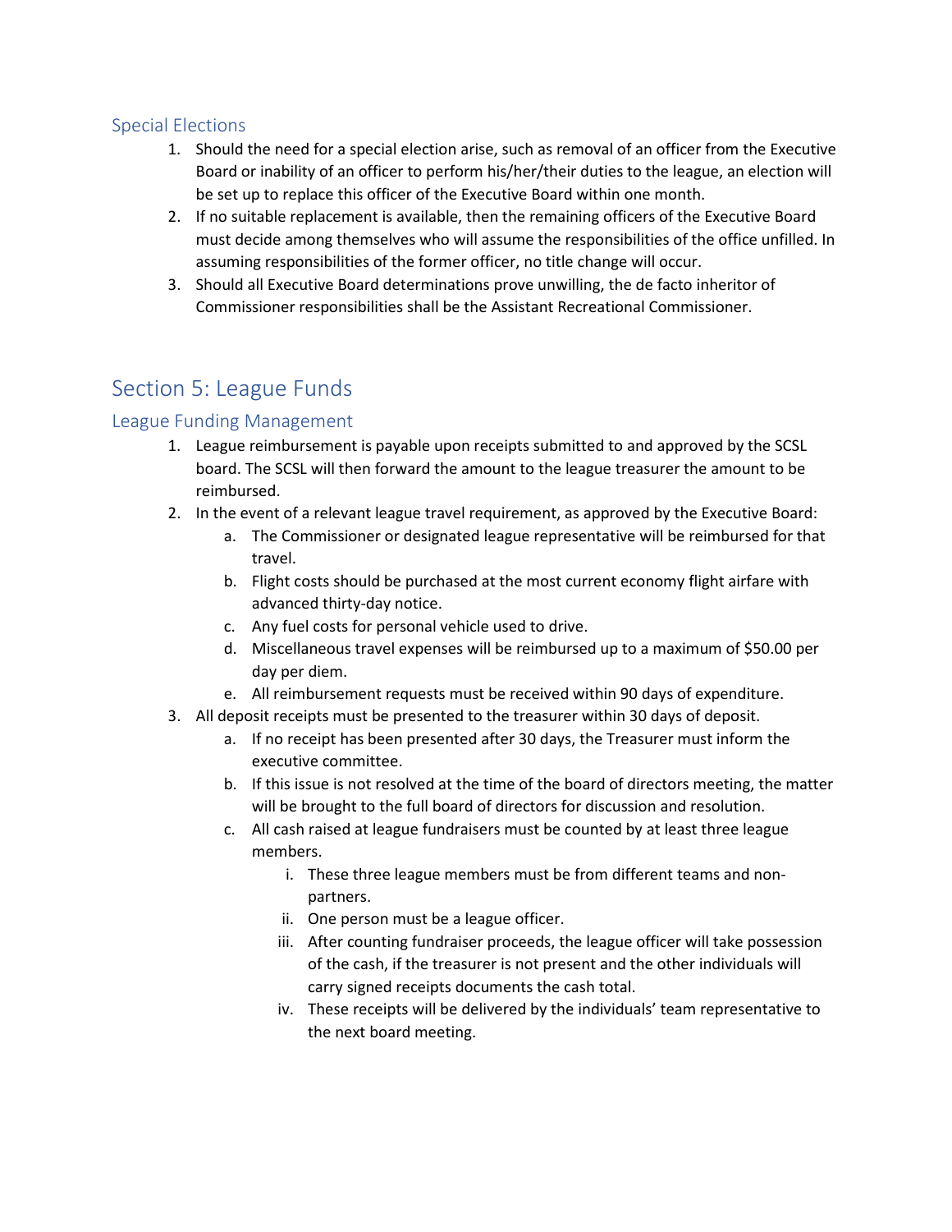### Special Elections

1. Should the need for a special election arise, such as removal of an officer from the Executive Board or inability of an officer to perform his/her/their duties to the league, an election will be set up to replace this officer of the Executive Board within one month.
2. If no suitable replacement is available, then the remaining officers of the Executive Board must decide among themselves who will assume the responsibilities of the office unfilled. In assuming responsibilities of the former officer, no title change will occur.
3. Should all Executive Board determinations prove unwilling, the de facto inheritor of Commissioner responsibilities shall be the Assistant Recreational Commissioner.

## Section 5: League Funds

### League Funding Management

1. League reimbursement is payable upon receipts submitted to and approved by the SCSL board. The SCSL will then forward the amount to the league treasurer the amount to be reimbursed.
2. In the event of a relevant league travel requirement, as approved by the Executive Board:
   a. The Commissioner or designated league representative will be reimbursed for that travel.
   b. Flight costs should be purchased at the most current economy flight airfare with advanced thirty-day notice.
   c. Any fuel costs for personal vehicle used to drive.
   d. Miscellaneous travel expenses will be reimbursed up to a maximum of $50.00 per day per diem.
   e. All reimbursement requests must be received within 90 days of expenditure.
3. All deposit receipts must be presented to the treasurer within 30 days of deposit.
   a. If no receipt has been presented after 30 days, the Treasurer must inform the executive committee.
   b. If this issue is not resolved at the time of the board of directors meeting, the matter will be brought to the full board of directors for discussion and resolution.
   c. All cash raised at league fundraisers must be counted by at least three league members.
      i. These three league members must be from different teams and non-partners.
      ii. One person must be a league officer.
      iii. After counting fundraiser proceeds, the league officer will take possession of the cash, if the treasurer is not present and the other individuals will carry signed receipts documents the cash total.
      iv. These receipts will be delivered by the individuals' team representative to the next board meeting.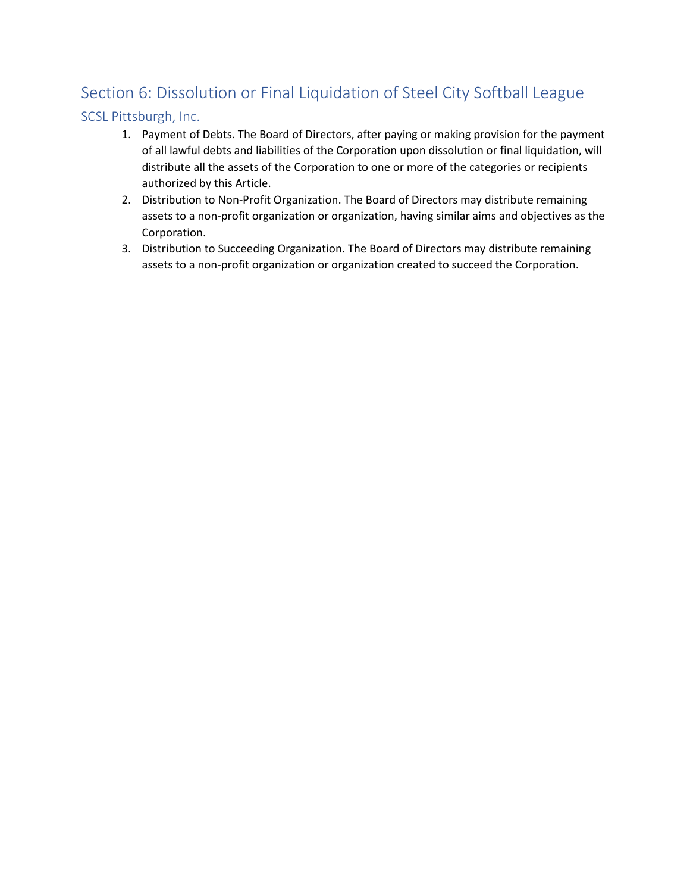## Section 6: Dissolution or Final Liquidation of Steel City Softball League

### SCSL Pittsburgh, Inc.

1. Payment of Debts. The Board of Directors, after paying or making provision for the payment of all lawful debts and liabilities of the Corporation upon dissolution or final liquidation, will distribute all the assets of the Corporation to one or more of the categories or recipients authorized by this Article.
2. Distribution to Non-Profit Organization. The Board of Directors may distribute remaining assets to a non-profit organization or organization, having similar aims and objectives as the Corporation.
3. Distribution to Succeeding Organization. The Board of Directors may distribute remaining assets to a non-profit organization or organization created to succeed the Corporation.